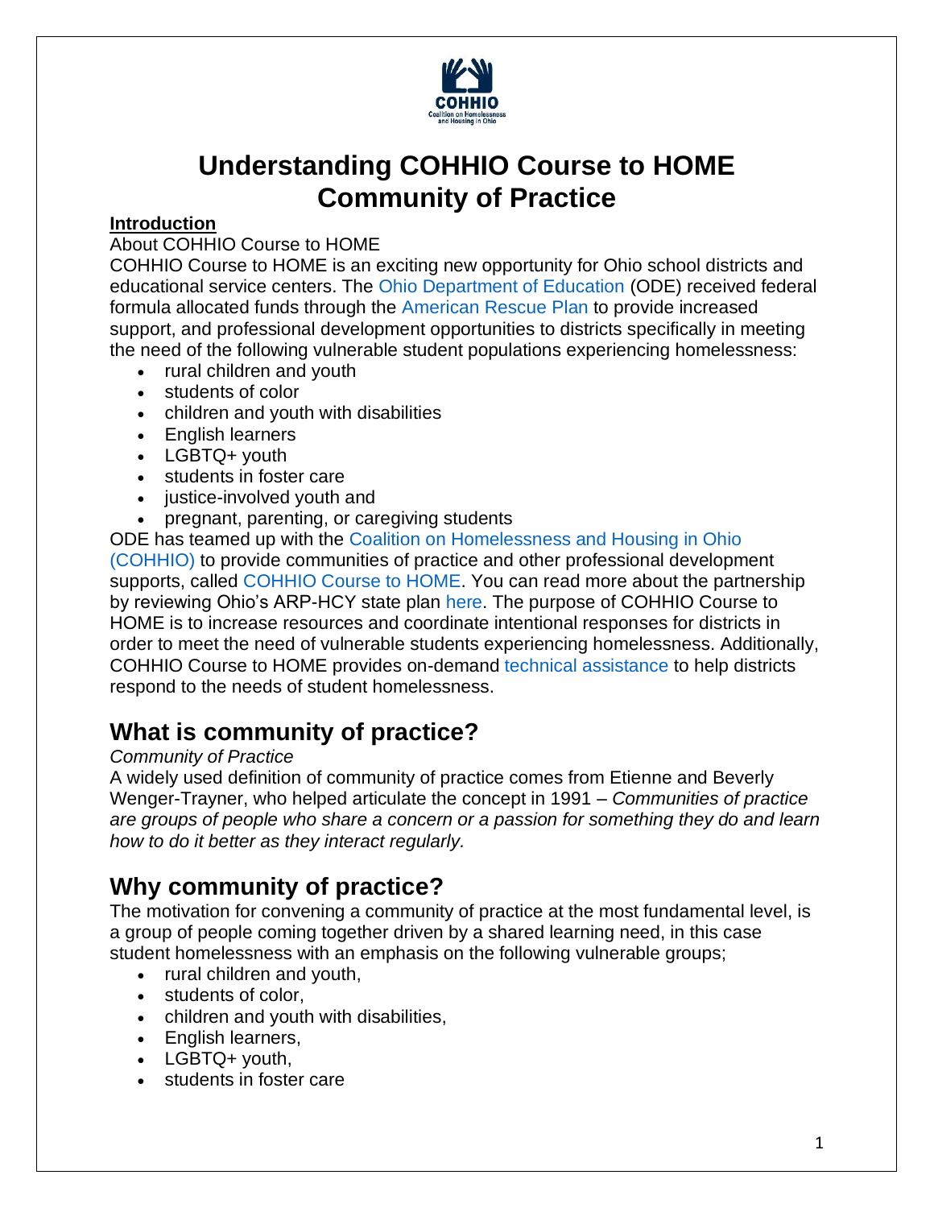# Understanding COHHIO Course to HOME Community of Practice

**Introduction**

About COHHIO Course to HOME

COHHIO Course to HOME is an exciting new opportunity for Ohio school districts and educational service centers. The Ohio Department of Education (ODE) received federal formula allocated funds through the American Rescue Plan to provide increased support, and professional development opportunities to districts specifically in meeting the need of the following vulnerable student populations experiencing homelessness:

- rural children and youth
- students of color
- children and youth with disabilities
- English learners
- LGBTQ+ youth
- students in foster care
- justice-involved youth and
- pregnant, parenting, or caregiving students

ODE has teamed up with the Coalition on Homelessness and Housing in Ohio (COHHIO) to provide communities of practice and other professional development supports, called COHHIO Course to HOME. You can read more about the partnership by reviewing Ohio's ARP-HCY state plan here. The purpose of COHHIO Course to HOME is to increase resources and coordinate intentional responses for districts in order to meet the need of vulnerable students experiencing homelessness. Additionally, COHHIO Course to HOME provides on-demand technical assistance to help districts respond to the needs of student homelessness.

## What is community of practice?

*Community of Practice*

A widely used definition of community of practice comes from Etienne and Beverly Wenger-Trayner, who helped articulate the concept in 1991 – *Communities of practice are groups of people who share a concern or a passion for something they do and learn how to do it better as they interact regularly.*

## Why community of practice?

The motivation for convening a community of practice at the most fundamental level, is a group of people coming together driven by a shared learning need, in this case student homelessness with an emphasis on the following vulnerable groups;

- rural children and youth,
- students of color,
- children and youth with disabilities,
- English learners,
- LGBTQ+ youth,
- students in foster care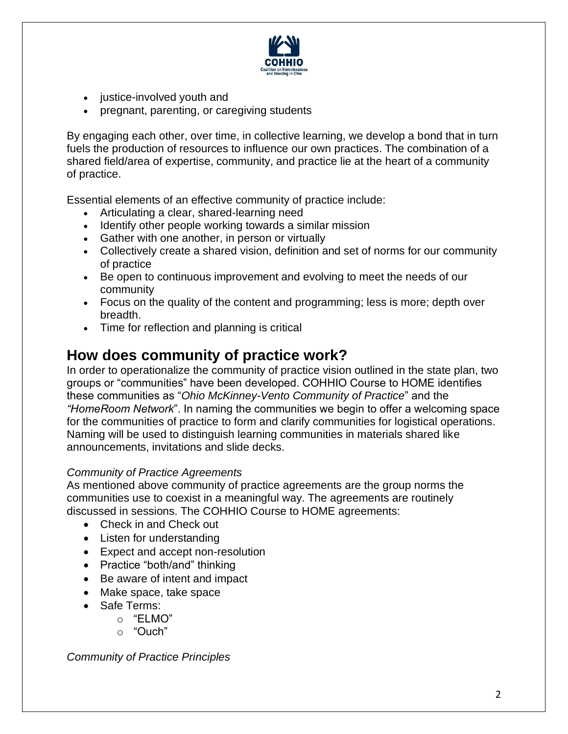- justice-involved youth and
- pregnant, parenting, or caregiving students

By engaging each other, over time, in collective learning, we develop a bond that in turn fuels the production of resources to influence our own practices. The combination of a shared field/area of expertise, community, and practice lie at the heart of a community of practice.

Essential elements of an effective community of practice include:

- Articulating a clear, shared-learning need
- Identify other people working towards a similar mission
- Gather with one another, in person or virtually
- Collectively create a shared vision, definition and set of norms for our community of practice
- Be open to continuous improvement and evolving to meet the needs of our community
- Focus on the quality of the content and programming; less is more; depth over breadth.
- Time for reflection and planning is critical

## How does community of practice work?

In order to operationalize the community of practice vision outlined in the state plan, two groups or "communities" have been developed. COHHIO Course to HOME identifies these communities as "*Ohio McKinney-Vento Community of Practice*" and the *"HomeRoom Network*". In naming the communities we begin to offer a welcoming space for the communities of practice to form and clarify communities for logistical operations. Naming will be used to distinguish learning communities in materials shared like announcements, invitations and slide decks.

*Community of Practice Agreements*

As mentioned above community of practice agreements are the group norms the communities use to coexist in a meaningful way. The agreements are routinely discussed in sessions. The COHHIO Course to HOME agreements:

- Check in and Check out
- Listen for understanding
- Expect and accept non-resolution
- Practice "both/and" thinking
- Be aware of intent and impact
- Make space, take space
- Safe Terms:
  - "ELMO"
  - "Ouch"

*Community of Practice Principles*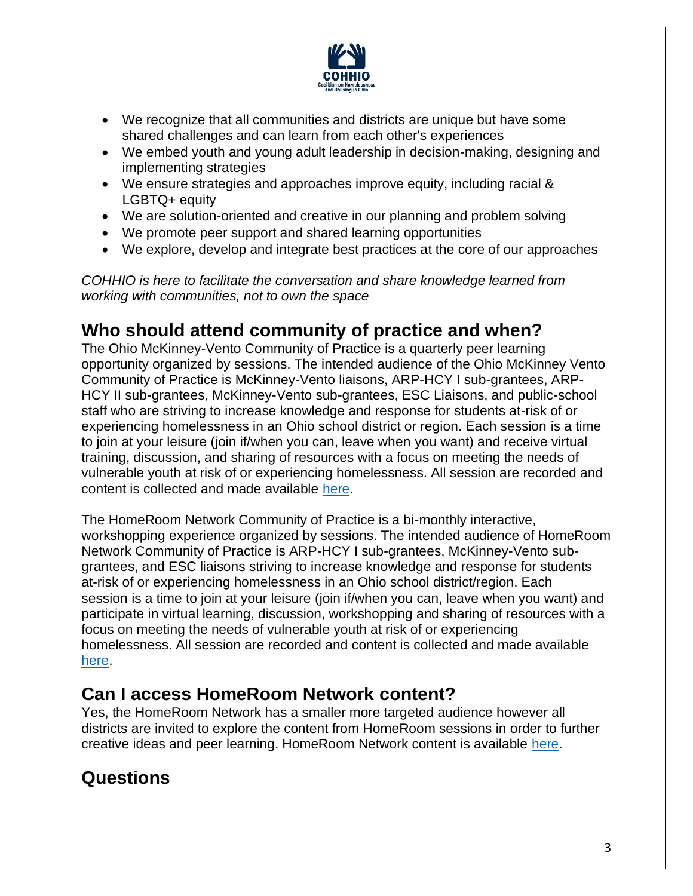- We recognize that all communities and districts are unique but have some shared challenges and can learn from each other's experiences
- We embed youth and young adult leadership in decision-making, designing and implementing strategies
- We ensure strategies and approaches improve equity, including racial & LGBTQ+ equity
- We are solution-oriented and creative in our planning and problem solving
- We promote peer support and shared learning opportunities
- We explore, develop and integrate best practices at the core of our approaches

*COHHIO is here to facilitate the conversation and share knowledge learned from working with communities, not to own the space*

## Who should attend community of practice and when?

The Ohio McKinney-Vento Community of Practice is a quarterly peer learning opportunity organized by sessions. The intended audience of the Ohio McKinney Vento Community of Practice is McKinney-Vento liaisons, ARP-HCY I sub-grantees, ARP-HCY II sub-grantees, McKinney-Vento sub-grantees, ESC Liaisons, and public-school staff who are striving to increase knowledge and response for students at-risk of or experiencing homelessness in an Ohio school district or region. Each session is a time to join at your leisure (join if/when you can, leave when you want) and receive virtual training, discussion, and sharing of resources with a focus on meeting the needs of vulnerable youth at risk of or experiencing homelessness. All session are recorded and content is collected and made available [here](#).

The HomeRoom Network Community of Practice is a bi-monthly interactive, workshopping experience organized by sessions. The intended audience of HomeRoom Network Community of Practice is ARP-HCY I sub-grantees, McKinney-Vento sub-grantees, and ESC liaisons striving to increase knowledge and response for students at-risk of or experiencing homelessness in an Ohio school district/region. Each session is a time to join at your leisure (join if/when you can, leave when you want) and participate in virtual learning, discussion, workshopping and sharing of resources with a focus on meeting the needs of vulnerable youth at risk of or experiencing homelessness. All session are recorded and content is collected and made available [here](#).

## Can I access HomeRoom Network content?

Yes, the HomeRoom Network has a smaller more targeted audience however all districts are invited to explore the content from HomeRoom sessions in order to further creative ideas and peer learning. HomeRoom Network content is available [here](#).

## Questions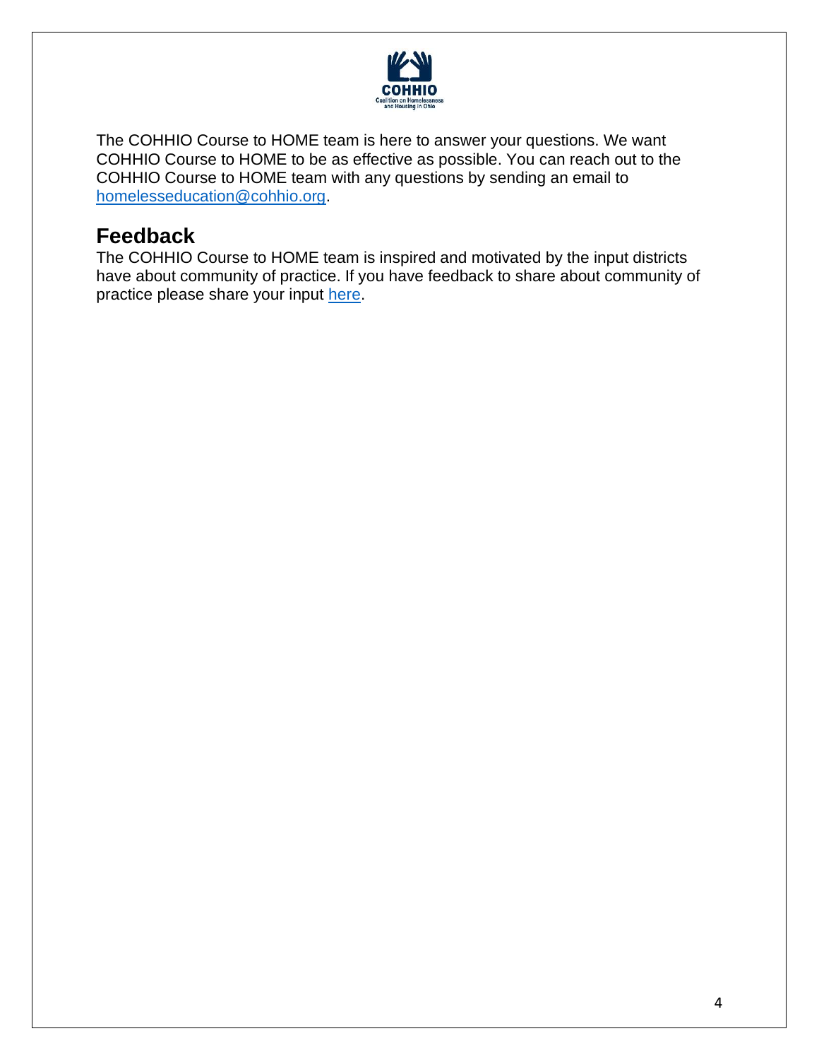The COHHIO Course to HOME team is here to answer your questions. We want COHHIO Course to HOME to be as effective as possible. You can reach out to the COHHIO Course to HOME team with any questions by sending an email to homelesseducation@cohhio.org.

## Feedback

The COHHIO Course to HOME team is inspired and motivated by the input districts have about community of practice. If you have feedback to share about community of practice please share your input here.